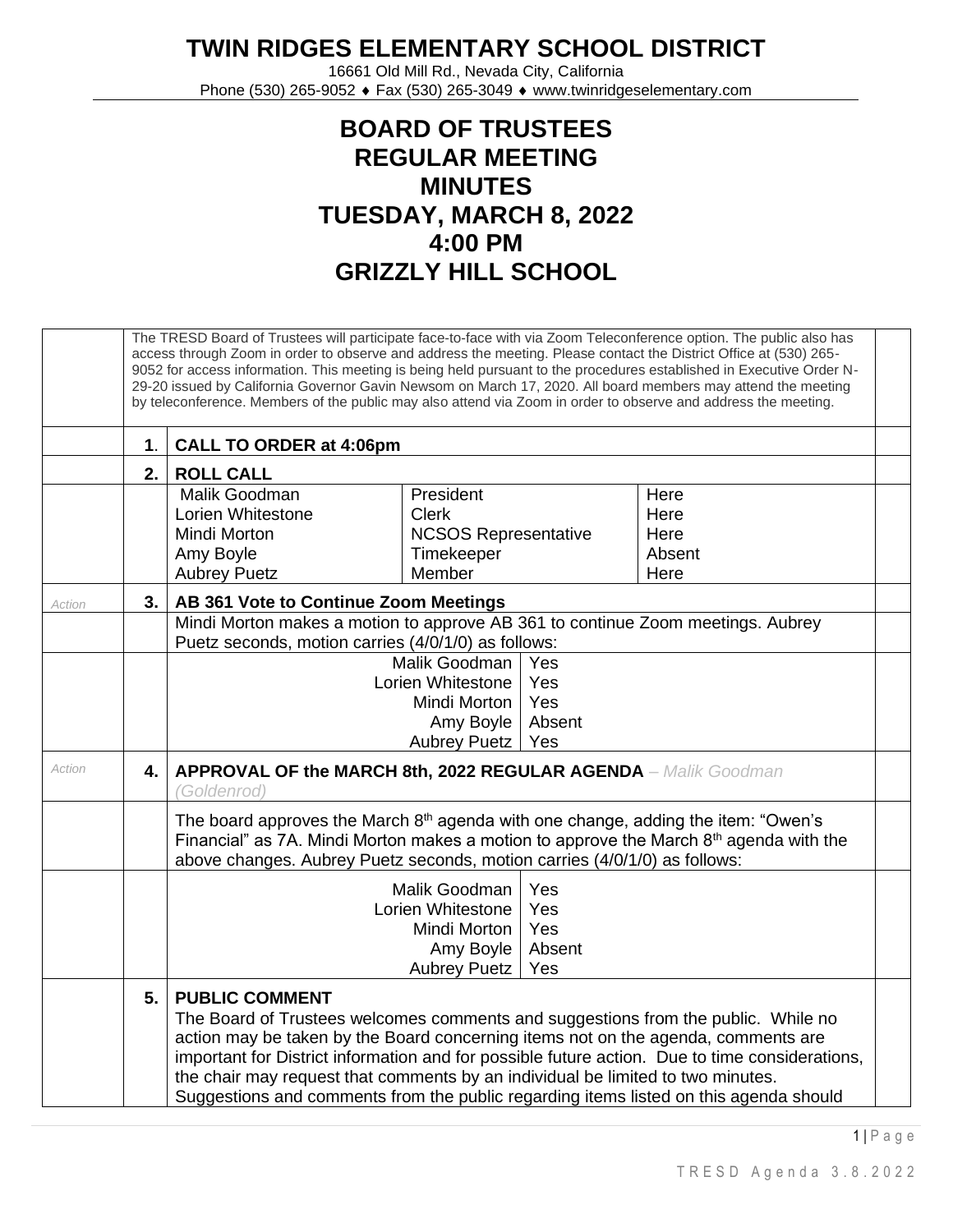# TWIN RIDGES ELEMENTARY SCHOOL DISTRICT

16661 Old Mill Rd., Nevada City, California
Phone (530) 265-9052 ♦ Fax (530) 265-3049 ♦ www.twinridgeselementary.com

# BOARD OF TRUSTEES
# REGULAR MEETING
# MINUTES
# TUESDAY, MARCH 8, 2022
# 4:00 PM
# GRIZZLY HILL SCHOOL

The TRESD Board of Trustees will participate face-to-face with via Zoom Teleconference option. The public also has access through Zoom in order to observe and address the meeting. Please contact the District Office at (530) 265-9052 for access information. This meeting is being held pursuant to the procedures established in Executive Order N-29-20 issued by California Governor Gavin Newsom on March 17, 2020. All board members may attend the meeting by teleconference. Members of the public may also attend via Zoom in order to observe and address the meeting.

**1. CALL TO ORDER at 4:06pm**

**2. ROLL CALL**

| Name | Role | Attendance |
|---|---|---|
| Malik Goodman | President | Here |
| Lorien Whitestone | Clerk | Here |
| Mindi Morton | NCSOS Representative | Here |
| Amy Boyle | Timekeeper | Absent |
| Aubrey Puetz | Member | Here |

*Action* **3. AB 361 Vote to Continue Zoom Meetings**

Mindi Morton makes a motion to approve AB 361 to continue Zoom meetings. Aubrey Puetz seconds, motion carries (4/0/1/0) as follows:

| | |
|---|---|
| Malik Goodman | Yes |
| Lorien Whitestone | Yes |
| Mindi Morton | Yes |
| Amy Boyle | Absent |
| Aubrey Puetz | Yes |

*Action* **4. APPROVAL OF the MARCH 8th, 2022 REGULAR AGENDA** – *Malik Goodman (Goldenrod)*

The board approves the March 8th agenda with one change, adding the item: "Owen's Financial" as 7A. Mindi Morton makes a motion to approve the March 8th agenda with the above changes. Aubrey Puetz seconds, motion carries (4/0/1/0) as follows:

| | |
|---|---|
| Malik Goodman | Yes |
| Lorien Whitestone | Yes |
| Mindi Morton | Yes |
| Amy Boyle | Absent |
| Aubrey Puetz | Yes |

**5. PUBLIC COMMENT**

The Board of Trustees welcomes comments and suggestions from the public. While no action may be taken by the Board concerning items not on the agenda, comments are important for District information and for possible future action. Due to time considerations, the chair may request that comments by an individual be limited to two minutes. Suggestions and comments from the public regarding items listed on this agenda should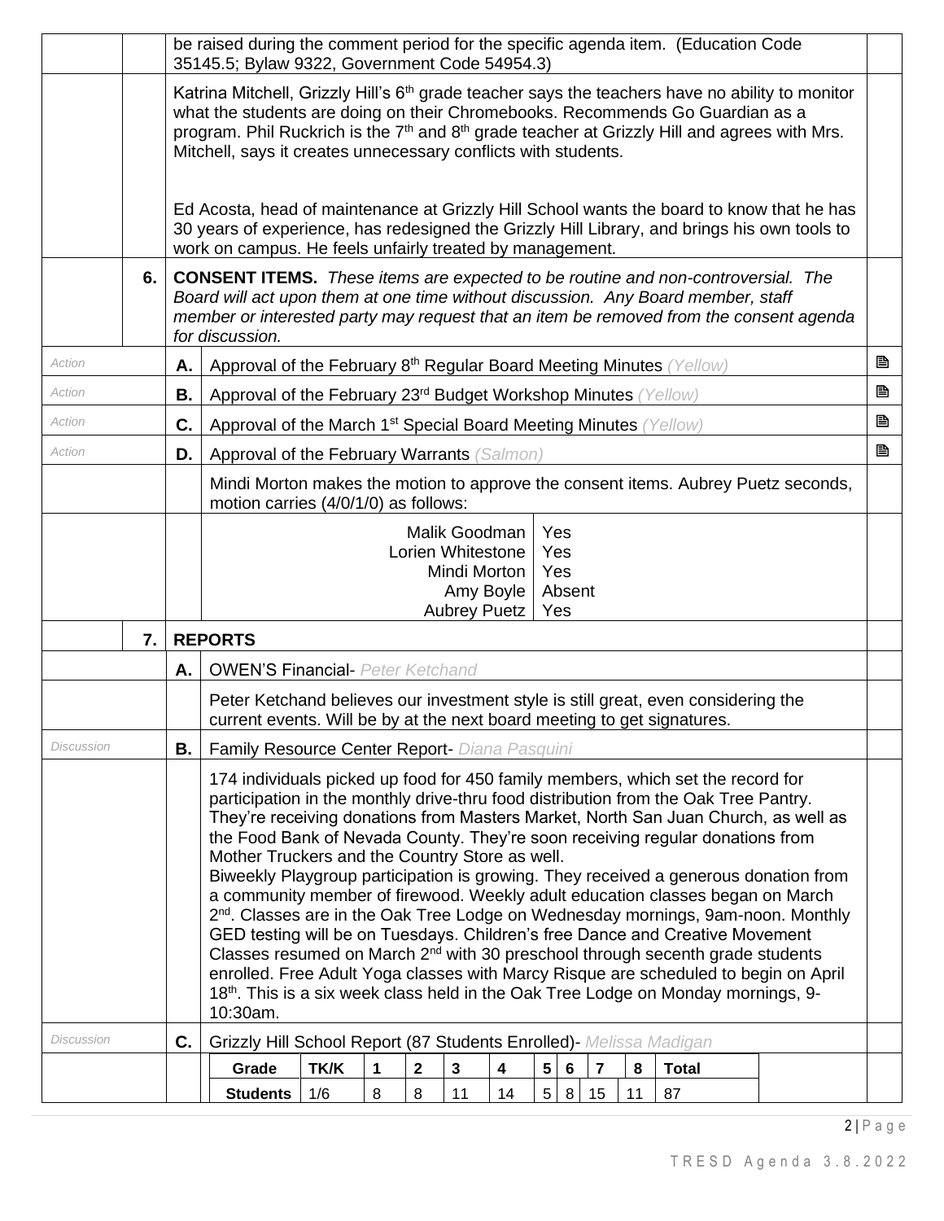be raised during the comment period for the specific agenda item. (Education Code 35145.5; Bylaw 9322, Government Code 54954.3)

Katrina Mitchell, Grizzly Hill's 6th grade teacher says the teachers have no ability to monitor what the students are doing on their Chromebooks. Recommends Go Guardian as a program. Phil Ruckrich is the 7th and 8th grade teacher at Grizzly Hill and agrees with Mrs. Mitchell, says it creates unnecessary conflicts with students.

Ed Acosta, head of maintenance at Grizzly Hill School wants the board to know that he has 30 years of experience, has redesigned the Grizzly Hill Library, and brings his own tools to work on campus. He feels unfairly treated by management.

**6. CONSENT ITEMS.** *These items are expected to be routine and non-controversial. The Board will act upon them at one time without discussion. Any Board member, staff member or interested party may request that an item be removed from the consent agenda for discussion.*

*Action* — **A.** Approval of the February 8th Regular Board Meeting Minutes *(Yellow)*

*Action* — **B.** Approval of the February 23rd Budget Workshop Minutes *(Yellow)*

*Action* — **C.** Approval of the March 1st Special Board Meeting Minutes *(Yellow)*

*Action* — **D.** Approval of the February Warrants *(Salmon)*

Mindi Morton makes the motion to approve the consent items. Aubrey Puetz seconds, motion carries (4/0/1/0) as follows:

| | |
|---|---|
| Malik Goodman | Yes |
| Lorien Whitestone | Yes |
| Mindi Morton | Yes |
| Amy Boyle | Absent |
| Aubrey Puetz | Yes |

**7. REPORTS**

**A.** OWEN'S Financial- *Peter Ketchand*

Peter Ketchand believes our investment style is still great, even considering the current events. Will be by at the next board meeting to get signatures.

*Discussion* — **B.** Family Resource Center Report- *Diana Pasquini*

174 individuals picked up food for 450 family members, which set the record for participation in the monthly drive-thru food distribution from the Oak Tree Pantry. They're receiving donations from Masters Market, North San Juan Church, as well as the Food Bank of Nevada County. They're soon receiving regular donations from Mother Truckers and the Country Store as well.
Biweekly Playgroup participation is growing. They received a generous donation from a community member of firewood. Weekly adult education classes began on March 2nd. Classes are in the Oak Tree Lodge on Wednesday mornings, 9am-noon. Monthly GED testing will be on Tuesdays. Children's free Dance and Creative Movement Classes resumed on March 2nd with 30 preschool through secenth grade students enrolled. Free Adult Yoga classes with Marcy Risque are scheduled to begin on April 18th. This is a six week class held in the Oak Tree Lodge on Monday mornings, 9-10:30am.

*Discussion* — **C.** Grizzly Hill School Report (87 Students Enrolled)- *Melissa Madigan*

| Grade | TK/K | 1 | 2 | 3 | 4 | 5 | 6 | 7 | 8 | Total |
|---|---|---|---|---|---|---|---|---|---|---|
| Students | 1/6 | 8 | 8 | 11 | 14 | 5 | 8 | 15 | 11 | 87 |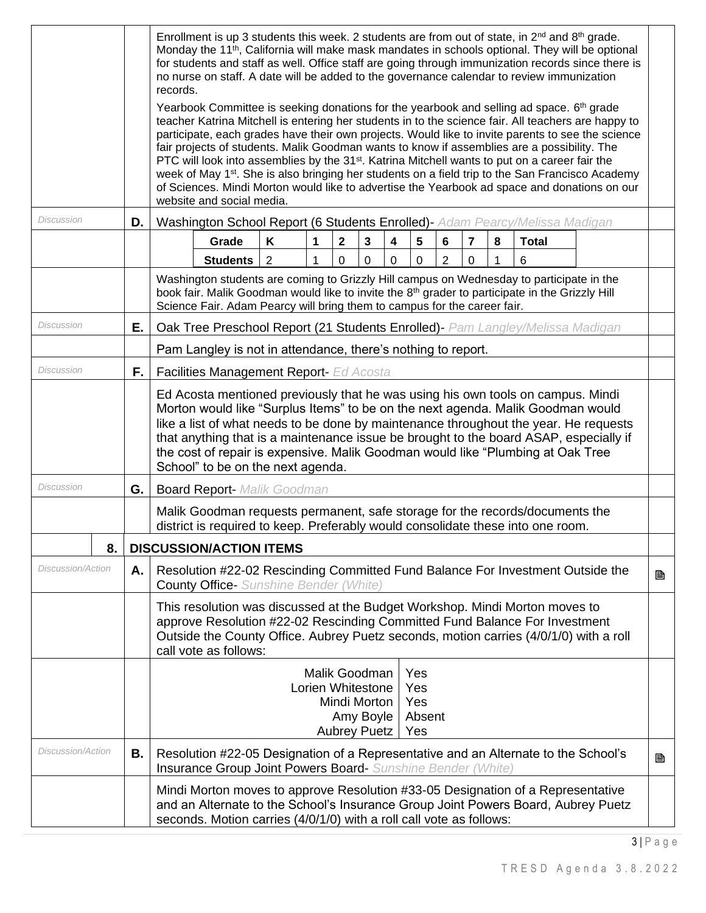Enrollment is up 3 students this week. 2 students are from out of state, in 2nd and 8th grade. Monday the 11th, California will make mask mandates in schools optional. They will be optional for students and staff as well. Office staff are going through immunization records since there is no nurse on staff. A date will be added to the governance calendar to review immunization records.

Yearbook Committee is seeking donations for the yearbook and selling ad space. 6th grade teacher Katrina Mitchell is entering her students in to the science fair. All teachers are happy to participate, each grades have their own projects. Would like to invite parents to see the science fair projects of students. Malik Goodman wants to know if assemblies are a possibility. The PTC will look into assemblies by the 31st. Katrina Mitchell wants to put on a career fair the week of May 1st. She is also bringing her students on a field trip to the San Francisco Academy of Sciences. Mindi Morton would like to advertise the Yearbook ad space and donations on our website and social media.

*Discussion*

**D.** Washington School Report (6 Students Enrolled)- *Adam Pearcy/Melissa Madigan*

| Grade | K | 1 | 2 | 3 | 4 | 5 | 6 | 7 | 8 | Total |
|---|---|---|---|---|---|---|---|---|---|---|
| Students | 2 | 1 | 0 | 0 | 0 | 0 | 2 | 0 | 1 | 6 |

Washington students are coming to Grizzly Hill campus on Wednesday to participate in the book fair. Malik Goodman would like to invite the 8th grader to participate in the Grizzly Hill Science Fair. Adam Pearcy will bring them to campus for the career fair.

*Discussion*

**E.** Oak Tree Preschool Report (21 Students Enrolled)- *Pam Langley/Melissa Madigan*

Pam Langley is not in attendance, there's nothing to report.

*Discussion*

**F.** Facilities Management Report- *Ed Acosta*

Ed Acosta mentioned previously that he was using his own tools on campus. Mindi Morton would like "Surplus Items" to be on the next agenda. Malik Goodman would like a list of what needs to be done by maintenance throughout the year. He requests that anything that is a maintenance issue be brought to the board ASAP, especially if the cost of repair is expensive. Malik Goodman would like "Plumbing at Oak Tree School" to be on the next agenda.

*Discussion*

**G.** Board Report- *Malik Goodman*

Malik Goodman requests permanent, safe storage for the records/documents the district is required to keep. Preferably would consolidate these into one room.

## 8. DISCUSSION/ACTION ITEMS

*Discussion/Action*

**A.** Resolution #22-02 Rescinding Committed Fund Balance For Investment Outside the County Office- *Sunshine Bender (White)*

This resolution was discussed at the Budget Workshop. Mindi Morton moves to approve Resolution #22-02 Rescinding Committed Fund Balance For Investment Outside the County Office. Aubrey Puetz seconds, motion carries (4/0/1/0) with a roll call vote as follows:

| | |
|---|---|
| Malik Goodman | Yes |
| Lorien Whitestone | Yes |
| Mindi Morton | Yes |
| Amy Boyle | Absent |
| Aubrey Puetz | Yes |

*Discussion/Action*

**B.** Resolution #22-05 Designation of a Representative and an Alternate to the School's Insurance Group Joint Powers Board- *Sunshine Bender (White)*

Mindi Morton moves to approve Resolution #33-05 Designation of a Representative and an Alternate to the School's Insurance Group Joint Powers Board, Aubrey Puetz seconds. Motion carries (4/0/1/0) with a roll call vote as follows: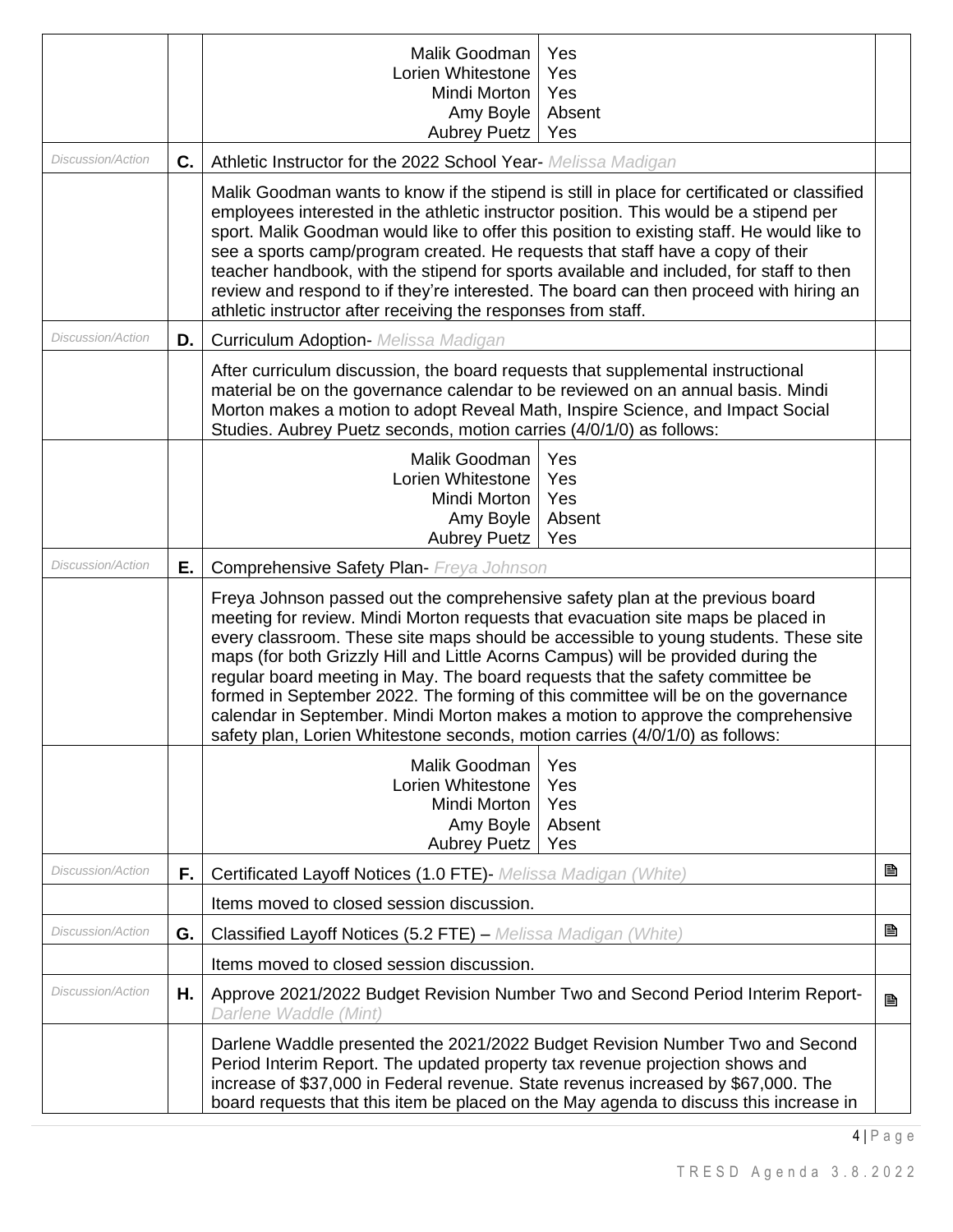| | | | |
|---|---|---|---|
| | | Malik Goodman: Yes<br>Lorien Whitestone: Yes<br>Mindi Morton: Yes<br>Amy Boyle: Absent<br>Aubrey Puetz: Yes | |
| *Discussion/Action* | **C.** | Athletic Instructor for the 2022 School Year- *Melissa Madigan* | |
| | | Malik Goodman wants to know if the stipend is still in place for certificated or classified employees interested in the athletic instructor position. This would be a stipend per sport. Malik Goodman would like to offer this position to existing staff. He would like to see a sports camp/program created. He requests that staff have a copy of their teacher handbook, with the stipend for sports available and included, for staff to then review and respond to if they're interested. The board can then proceed with hiring an athletic instructor after receiving the responses from staff. | |
| *Discussion/Action* | **D.** | Curriculum Adoption- *Melissa Madigan* | |
| | | After curriculum discussion, the board requests that supplemental instructional material be on the governance calendar to be reviewed on an annual basis. Mindi Morton makes a motion to adopt Reveal Math, Inspire Science, and Impact Social Studies. Aubrey Puetz seconds, motion carries (4/0/1/0) as follows: | |
| | | Malik Goodman: Yes<br>Lorien Whitestone: Yes<br>Mindi Morton: Yes<br>Amy Boyle: Absent<br>Aubrey Puetz: Yes | |
| *Discussion/Action* | **E.** | Comprehensive Safety Plan- *Freya Johnson* | |
| | | Freya Johnson passed out the comprehensive safety plan at the previous board meeting for review. Mindi Morton requests that evacuation site maps be placed in every classroom. These site maps should be accessible to young students. These site maps (for both Grizzly Hill and Little Acorns Campus) will be provided during the regular board meeting in May. The board requests that the safety committee be formed in September 2022. The forming of this committee will be on the governance calendar in September. Mindi Morton makes a motion to approve the comprehensive safety plan, Lorien Whitestone seconds, motion carries (4/0/1/0) as follows: | |
| | | Malik Goodman: Yes<br>Lorien Whitestone: Yes<br>Mindi Morton: Yes<br>Amy Boyle: Absent<br>Aubrey Puetz: Yes | |
| *Discussion/Action* | **F.** | Certificated Layoff Notices (1.0 FTE)- *Melissa Madigan (White)* | 🗎 |
| | | Items moved to closed session discussion. | |
| *Discussion/Action* | **G.** | Classified Layoff Notices (5.2 FTE) – *Melissa Madigan (White)* | 🗎 |
| | | Items moved to closed session discussion. | |
| *Discussion/Action* | **H.** | Approve 2021/2022 Budget Revision Number Two and Second Period Interim Report- *Darlene Waddle (Mint)* | 🗎 |
| | | Darlene Waddle presented the 2021/2022 Budget Revision Number Two and Second Period Interim Report. The updated property tax revenue projection shows and increase of $37,000 in Federal revenue. State revenus increased by $67,000. The board requests that this item be placed on the May agenda to discuss this increase in | |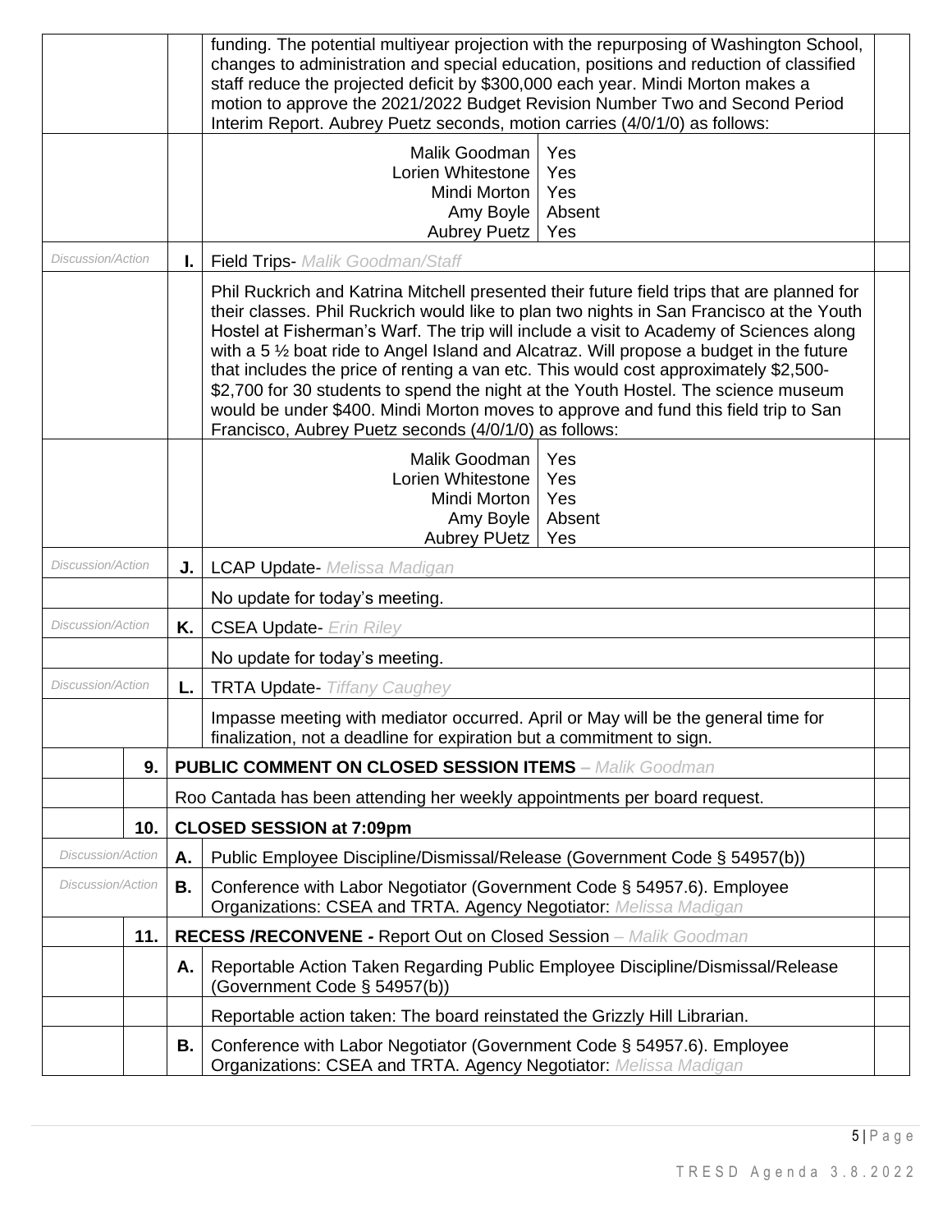| | | | | |
|---|---|---|---|---|
| | | | funding. The potential multiyear projection with the repurposing of Washington School, changes to administration and special education, positions and reduction of classified staff reduce the projected deficit by $300,000 each year. Mindi Morton makes a motion to approve the 2021/2022 Budget Revision Number Two and Second Period Interim Report. Aubrey Puetz seconds, motion carries (4/0/1/0) as follows: | |
| | | | Malik Goodman — Yes<br>Lorien Whitestone — Yes<br>Mindi Morton — Yes<br>Amy Boyle — Absent<br>Aubrey Puetz — Yes | |
| *Discussion/Action* | | **I.** | Field Trips- *Malik Goodman/Staff* | |
| | | | Phil Ruckrich and Katrina Mitchell presented their future field trips that are planned for their classes. Phil Ruckrich would like to plan two nights in San Francisco at the Youth Hostel at Fisherman's Warf. The trip will include a visit to Academy of Sciences along with a 5 ½ boat ride to Angel Island and Alcatraz. Will propose a budget in the future that includes the price of renting a van etc. This would cost approximately $2,500-$2,700 for 30 students to spend the night at the Youth Hostel. The science museum would be under $400. Mindi Morton moves to approve and fund this field trip to San Francisco, Aubrey Puetz seconds (4/0/1/0) as follows: | |
| | | | Malik Goodman — Yes<br>Lorien Whitestone — Yes<br>Mindi Morton — Yes<br>Amy Boyle — Absent<br>Aubrey PUetz — Yes | |
| *Discussion/Action* | | **J.** | LCAP Update- *Melissa Madigan* | |
| | | | No update for today's meeting. | |
| *Discussion/Action* | | **K.** | CSEA Update- *Erin Riley* | |
| | | | No update for today's meeting. | |
| *Discussion/Action* | | **L.** | TRTA Update- *Tiffany Caughey* | |
| | | | Impasse meeting with mediator occurred. April or May will be the general time for finalization, not a deadline for expiration but a commitment to sign. | |
| | **9.** | **PUBLIC COMMENT ON CLOSED SESSION ITEMS** – *Malik Goodman* | | |
| | | Roo Cantada has been attending her weekly appointments per board request. | | |
| | **10.** | **CLOSED SESSION at 7:09pm** | | |
| *Discussion/Action* | | **A.** | Public Employee Discipline/Dismissal/Release (Government Code § 54957(b)) | |
| *Discussion/Action* | | **B.** | Conference with Labor Negotiator (Government Code § 54957.6). Employee Organizations: CSEA and TRTA. Agency Negotiator: *Melissa Madigan* | |
| | **11.** | **RECESS /RECONVENE -** Report Out on Closed Session – *Malik Goodman* | | |
| | | **A.** | Reportable Action Taken Regarding Public Employee Discipline/Dismissal/Release (Government Code § 54957(b)) | |
| | | | Reportable action taken: The board reinstated the Grizzly Hill Librarian. | |
| | | **B.** | Conference with Labor Negotiator (Government Code § 54957.6). Employee Organizations: CSEA and TRTA. Agency Negotiator: *Melissa Madigan* | |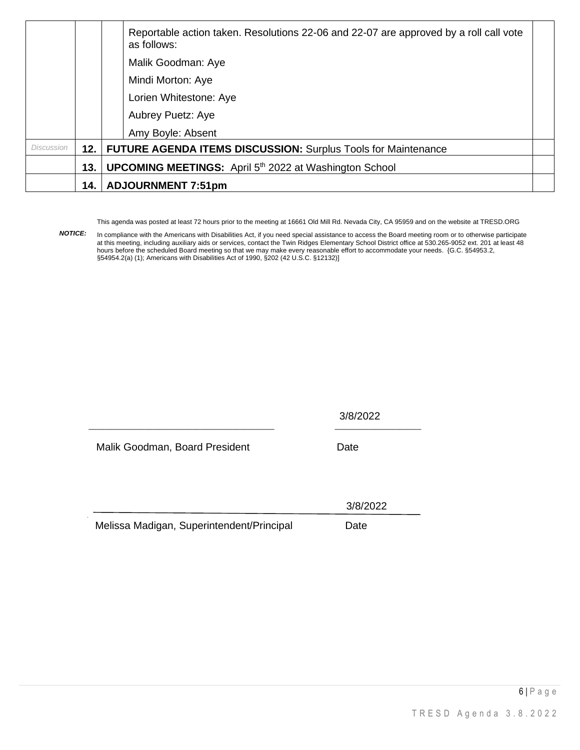| | | | | |
|---|---|---|---|---|
| | | | Reportable action taken. Resolutions 22-06 and 22-07 are approved by a roll call vote as follows:<br>Malik Goodman: Aye<br>Mindi Morton: Aye<br>Lorien Whitestone: Aye<br>Aubrey Puetz: Aye<br>Amy Boyle: Absent | |
| *Discussion* | **12.** | **FUTURE AGENDA ITEMS DISCUSSION:** Surplus Tools for Maintenance | | |
| | **13.** | **UPCOMING MEETINGS:** April 5th 2022 at Washington School | | |
| | **14.** | **ADJOURNMENT 7:51pm** | | |

This agenda was posted at least 72 hours prior to the meeting at 16661 Old Mill Rd. Nevada City, CA 95959 and on the website at TRESD.ORG

***NOTICE:*** In compliance with the Americans with Disabilities Act, if you need special assistance to access the Board meeting room or to otherwise participate at this meeting, including auxiliary aids or services, contact the Twin Ridges Elementary School District office at 530.265-9052 ext. 201 at least 48 hours before the scheduled Board meeting so that we may make every reasonable effort to accommodate your needs. {G.C. §54953.2, §54954.2(a) (1); Americans with Disabilities Act of 1990, §202 (42 U.S.C. §12132)]

_________________________________ 3/8/2022

Malik Goodman, Board President Date

_________________________________ 3/8/2022

Melissa Madigan, Superintendent/Principal Date